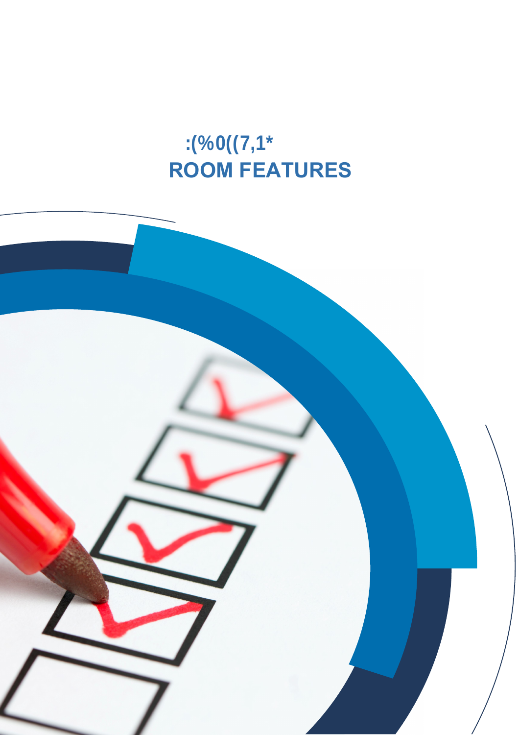:(%0((7,1*

# ROOM FEATURES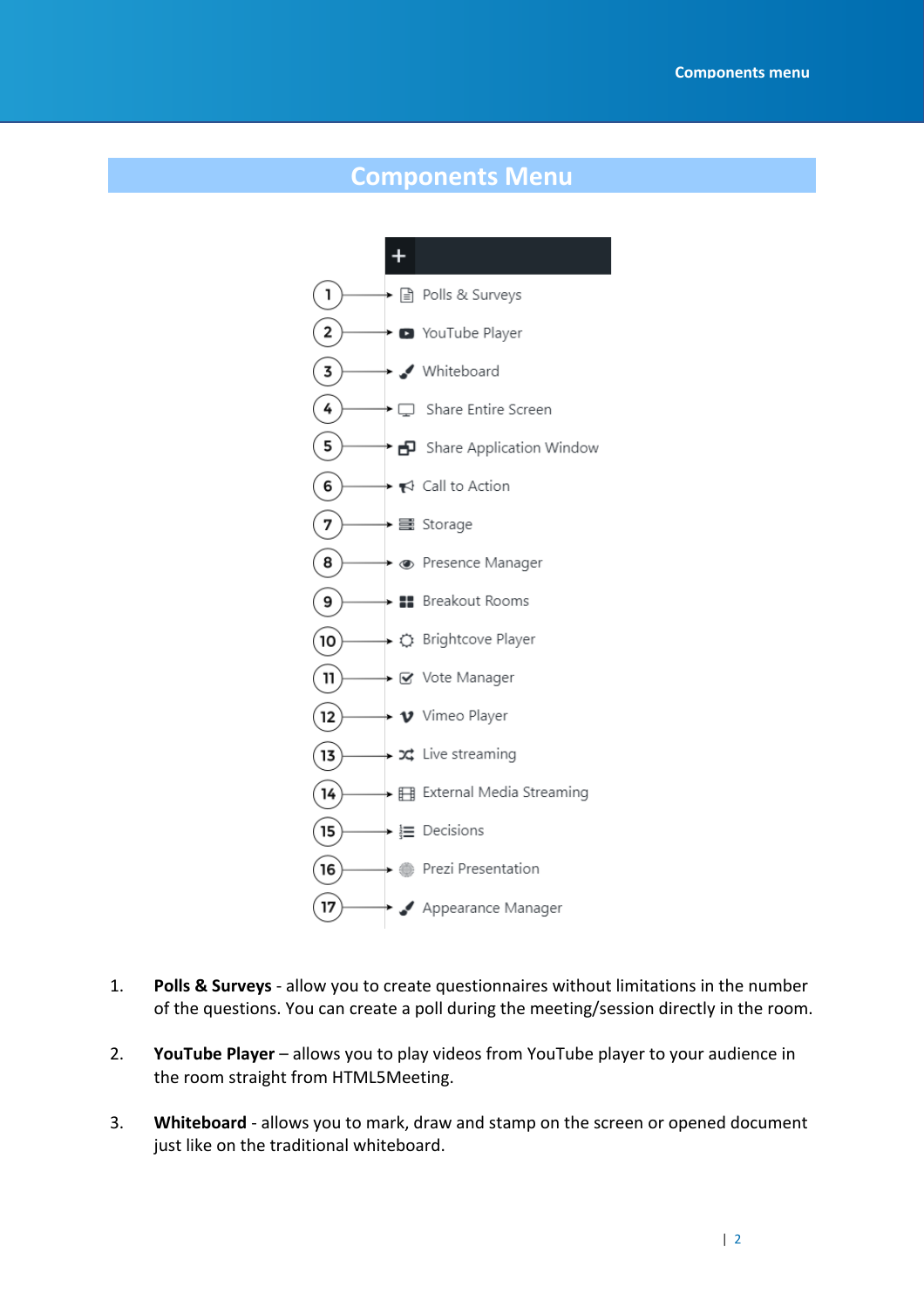# Components Menu

1 → Polls & Surveys
2 → YouTube Player
3 → Whiteboard
4 → Share Entire Screen
5 → Share Application Window
6 → Call to Action
7 → Storage
8 → Presence Manager
9 → Breakout Rooms
10 → Brightcove Player
11 → Vote Manager
12 → Vimeo Player
13 → Live streaming
14 → External Media Streaming
15 → Decisions
16 → Prezi Presentation
17 → Appearance Manager

1. **Polls & Surveys** - allow you to create questionnaires without limitations in the number of the questions. You can create a poll during the meeting/session directly in the room.

2. **YouTube Player** – allows you to play videos from YouTube player to your audience in the room straight from HTML5Meeting.

3. **Whiteboard** - allows you to mark, draw and stamp on the screen or opened document just like on the traditional whiteboard.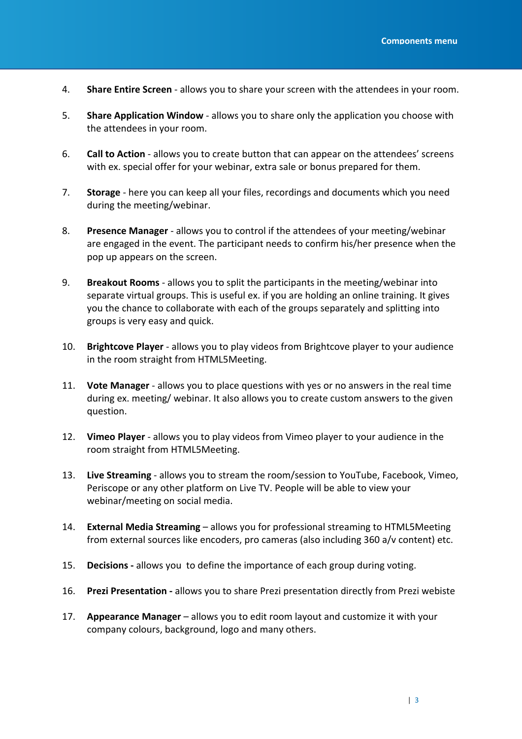4. **Share Entire Screen** - allows you to share your screen with the attendees in your room.

5. **Share Application Window** - allows you to share only the application you choose with the attendees in your room.

6. **Call to Action** - allows you to create button that can appear on the attendees' screens with ex. special offer for your webinar, extra sale or bonus prepared for them.

7. **Storage** - here you can keep all your files, recordings and documents which you need during the meeting/webinar.

8. **Presence Manager** - allows you to control if the attendees of your meeting/webinar are engaged in the event. The participant needs to confirm his/her presence when the pop up appears on the screen.

9. **Breakout Rooms** - allows you to split the participants in the meeting/webinar into separate virtual groups. This is useful ex. if you are holding an online training. It gives you the chance to collaborate with each of the groups separately and splitting into groups is very easy and quick.

10. **Brightcove Player** - allows you to play videos from Brightcove player to your audience in the room straight from HTML5Meeting.

11. **Vote Manager** - allows you to place questions with yes or no answers in the real time during ex. meeting/ webinar. It also allows you to create custom answers to the given question.

12. **Vimeo Player** - allows you to play videos from Vimeo player to your audience in the room straight from HTML5Meeting.

13. **Live Streaming** - allows you to stream the room/session to YouTube, Facebook, Vimeo, Periscope or any other platform on Live TV. People will be able to view your webinar/meeting on social media.

14. **External Media Streaming** – allows you for professional streaming to HTML5Meeting from external sources like encoders, pro cameras (also including 360 a/v content) etc.

15. **Decisions -** allows you to define the importance of each group during voting.

16. **Prezi Presentation -** allows you to share Prezi presentation directly from Prezi webiste

17. **Appearance Manager** – allows you to edit room layout and customize it with your company colours, background, logo and many others.